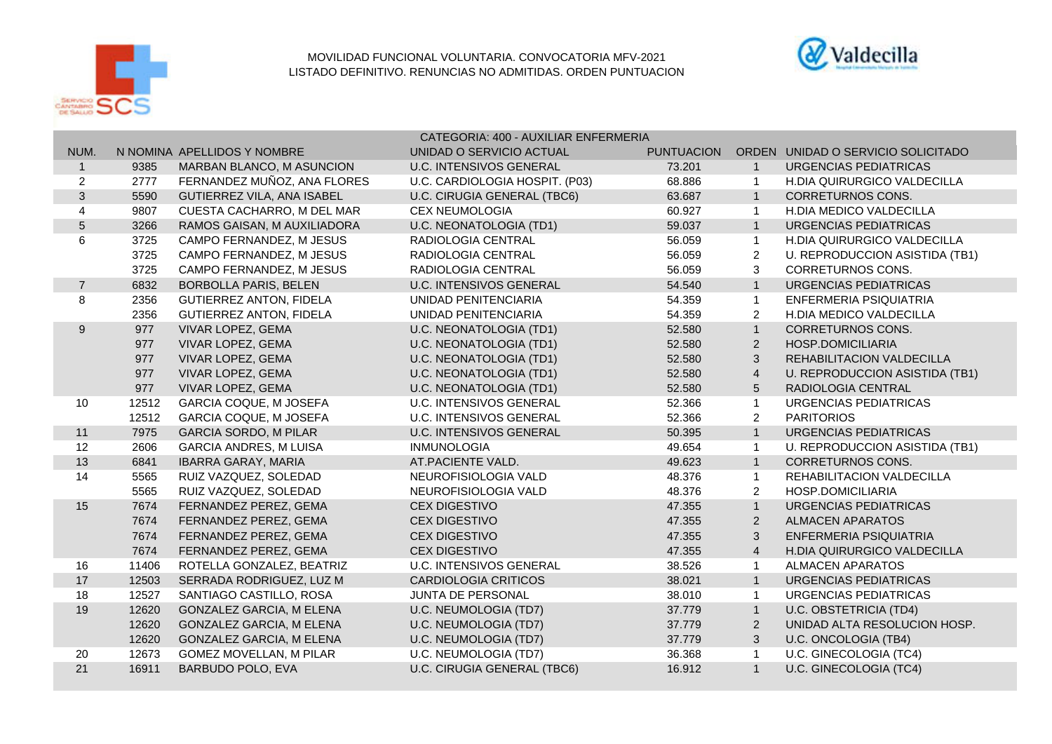MOVILIDAD FUNCIONAL VOLUNTARIA. CONVOCATORIA MFV-2021

LISTADO DEFINITIVO. RENUNCIAS NO ADMITIDAS. ORDEN PUNTUACION

CATEGORIA: 400 - AUXILIAR ENFERMERIA

| NUM. | N NOMINA | APELLIDOS Y NOMBRE | UNIDAD O SERVICIO ACTUAL | PUNTUACION | ORDEN | UNIDAD O SERVICIO SOLICITADO |
|---|---|---|---|---|---|---|
| 1 | 9385 | MARBAN BLANCO, M ASUNCION | U.C. INTENSIVOS GENERAL | 73.201 | 1 | URGENCIAS PEDIATRICAS |
| 2 | 2777 | FERNANDEZ MUÑOZ, ANA FLORES | U.C. CARDIOLOGIA HOSPIT. (P03) | 68.886 | 1 | H.DIA QUIRURGICO VALDECILLA |
| 3 | 5590 | GUTIERREZ VILA, ANA ISABEL | U.C. CIRUGIA GENERAL (TBC6) | 63.687 | 1 | CORRETURNOS CONS. |
| 4 | 9807 | CUESTA CACHARRO, M DEL MAR | CEX NEUMOLOGIA | 60.927 | 1 | H.DIA MEDICO VALDECILLA |
| 5 | 3266 | RAMOS GAISAN, M AUXILIADORA | U.C. NEONATOLOGIA (TD1) | 59.037 | 1 | URGENCIAS PEDIATRICAS |
| 6 | 3725 | CAMPO FERNANDEZ, M JESUS | RADIOLOGIA CENTRAL | 56.059 | 1 | H.DIA QUIRURGICO VALDECILLA |
| | 3725 | CAMPO FERNANDEZ, M JESUS | RADIOLOGIA CENTRAL | 56.059 | 2 | U. REPRODUCCION ASISTIDA (TB1) |
| | 3725 | CAMPO FERNANDEZ, M JESUS | RADIOLOGIA CENTRAL | 56.059 | 3 | CORRETURNOS CONS. |
| 7 | 6832 | BORBOLLA PARIS, BELEN | U.C. INTENSIVOS GENERAL | 54.540 | 1 | URGENCIAS PEDIATRICAS |
| 8 | 2356 | GUTIERREZ ANTON, FIDELA | UNIDAD PENITENCIARIA | 54.359 | 1 | ENFERMERIA PSIQUIATRIA |
| | 2356 | GUTIERREZ ANTON, FIDELA | UNIDAD PENITENCIARIA | 54.359 | 2 | H.DIA MEDICO VALDECILLA |
| 9 | 977 | VIVAR LOPEZ, GEMA | U.C. NEONATOLOGIA (TD1) | 52.580 | 1 | CORRETURNOS CONS. |
| | 977 | VIVAR LOPEZ, GEMA | U.C. NEONATOLOGIA (TD1) | 52.580 | 2 | HOSP.DOMICILIARIA |
| | 977 | VIVAR LOPEZ, GEMA | U.C. NEONATOLOGIA (TD1) | 52.580 | 3 | REHABILITACION VALDECILLA |
| | 977 | VIVAR LOPEZ, GEMA | U.C. NEONATOLOGIA (TD1) | 52.580 | 4 | U. REPRODUCCION ASISTIDA (TB1) |
| | 977 | VIVAR LOPEZ, GEMA | U.C. NEONATOLOGIA (TD1) | 52.580 | 5 | RADIOLOGIA CENTRAL |
| 10 | 12512 | GARCIA COQUE, M JOSEFA | U.C. INTENSIVOS GENERAL | 52.366 | 1 | URGENCIAS PEDIATRICAS |
| | 12512 | GARCIA COQUE, M JOSEFA | U.C. INTENSIVOS GENERAL | 52.366 | 2 | PARITORIOS |
| 11 | 7975 | GARCIA SORDO, M PILAR | U.C. INTENSIVOS GENERAL | 50.395 | 1 | URGENCIAS PEDIATRICAS |
| 12 | 2606 | GARCIA ANDRES, M LUISA | INMUNOLOGIA | 49.654 | 1 | U. REPRODUCCION ASISTIDA (TB1) |
| 13 | 6841 | IBARRA GARAY, MARIA | AT.PACIENTE VALD. | 49.623 | 1 | CORRETURNOS CONS. |
| 14 | 5565 | RUIZ VAZQUEZ, SOLEDAD | NEUROFISIOLOGIA VALD | 48.376 | 1 | REHABILITACION VALDECILLA |
| | 5565 | RUIZ VAZQUEZ, SOLEDAD | NEUROFISIOLOGIA VALD | 48.376 | 2 | HOSP.DOMICILIARIA |
| 15 | 7674 | FERNANDEZ PEREZ, GEMA | CEX DIGESTIVO | 47.355 | 1 | URGENCIAS PEDIATRICAS |
| | 7674 | FERNANDEZ PEREZ, GEMA | CEX DIGESTIVO | 47.355 | 2 | ALMACEN APARATOS |
| | 7674 | FERNANDEZ PEREZ, GEMA | CEX DIGESTIVO | 47.355 | 3 | ENFERMERIA PSIQUIATRIA |
| | 7674 | FERNANDEZ PEREZ, GEMA | CEX DIGESTIVO | 47.355 | 4 | H.DIA QUIRURGICO VALDECILLA |
| 16 | 11406 | ROTELLA GONZALEZ, BEATRIZ | U.C. INTENSIVOS GENERAL | 38.526 | 1 | ALMACEN APARATOS |
| 17 | 12503 | SERRADA RODRIGUEZ, LUZ M | CARDIOLOGIA CRITICOS | 38.021 | 1 | URGENCIAS PEDIATRICAS |
| 18 | 12527 | SANTIAGO CASTILLO, ROSA | JUNTA DE PERSONAL | 38.010 | 1 | URGENCIAS PEDIATRICAS |
| 19 | 12620 | GONZALEZ GARCIA, M ELENA | U.C. NEUMOLOGIA (TD7) | 37.779 | 1 | U.C. OBSTETRICIA (TD4) |
| | 12620 | GONZALEZ GARCIA, M ELENA | U.C. NEUMOLOGIA (TD7) | 37.779 | 2 | UNIDAD ALTA RESOLUCION HOSP. |
| | 12620 | GONZALEZ GARCIA, M ELENA | U.C. NEUMOLOGIA (TD7) | 37.779 | 3 | U.C. ONCOLOGIA (TB4) |
| 20 | 12673 | GOMEZ MOVELLAN, M PILAR | U.C. NEUMOLOGIA (TD7) | 36.368 | 1 | U.C. GINECOLOGIA (TC4) |
| 21 | 16911 | BARBUDO POLO, EVA | U.C. CIRUGIA GENERAL (TBC6) | 16.912 | 1 | U.C. GINECOLOGIA (TC4) |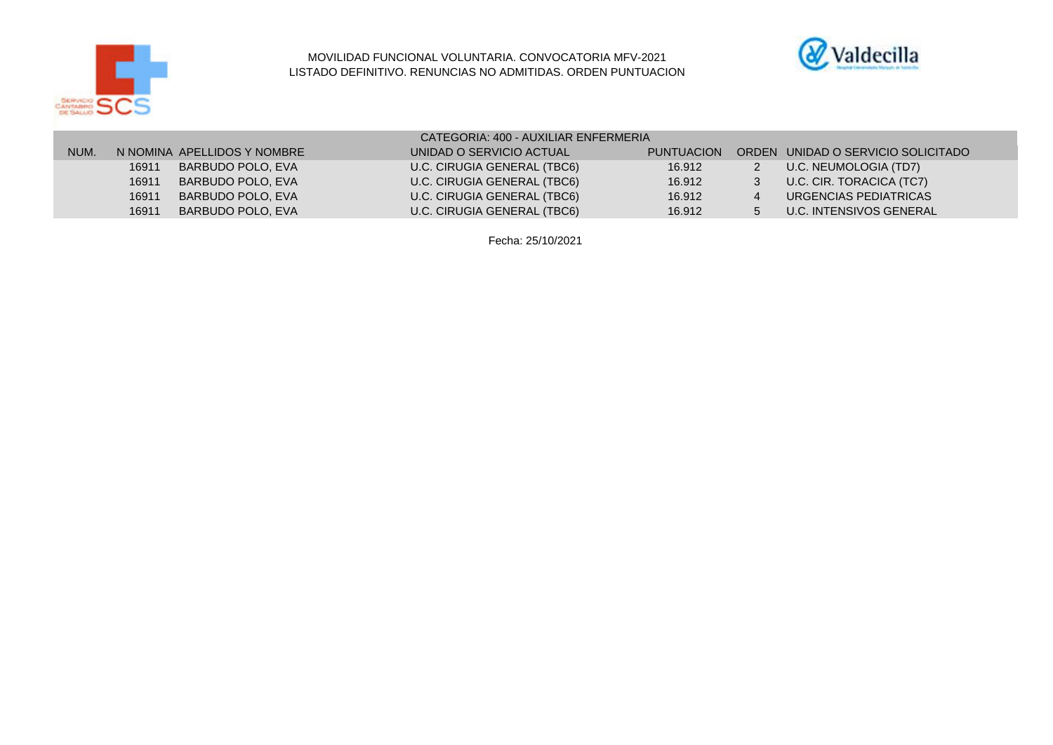MOVILIDAD FUNCIONAL VOLUNTARIA. CONVOCATORIA MFV-2021
LISTADO DEFINITIVO. RENUNCIAS NO ADMITIDAS. ORDEN PUNTUACION

CATEGORIA: 400 - AUXILIAR ENFERMERIA

| NUM. | N NOMINA | APELLIDOS Y NOMBRE | UNIDAD O SERVICIO ACTUAL | PUNTUACION | ORDEN | UNIDAD O SERVICIO SOLICITADO |
|---|---|---|---|---|---|---|
| | 16911 | BARBUDO POLO, EVA | U.C. CIRUGIA GENERAL (TBC6) | 16.912 | 2 | U.C. NEUMOLOGIA (TD7) |
| | 16911 | BARBUDO POLO, EVA | U.C. CIRUGIA GENERAL (TBC6) | 16.912 | 3 | U.C. CIR. TORACICA (TC7) |
| | 16911 | BARBUDO POLO, EVA | U.C. CIRUGIA GENERAL (TBC6) | 16.912 | 4 | URGENCIAS PEDIATRICAS |
| | 16911 | BARBUDO POLO, EVA | U.C. CIRUGIA GENERAL (TBC6) | 16.912 | 5 | U.C. INTENSIVOS GENERAL |

Fecha: 25/10/2021